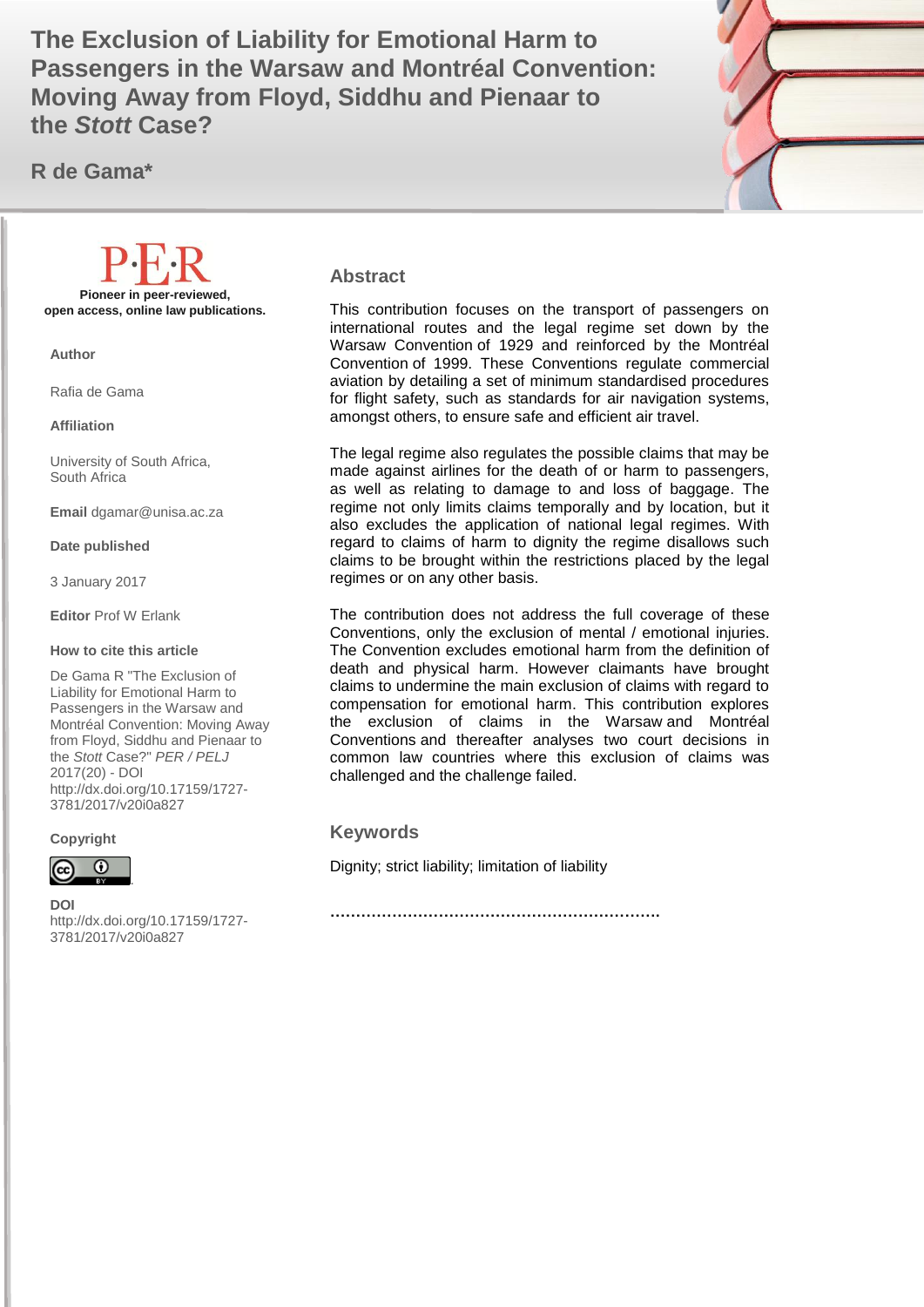# The Exclusion of Liability for Emotional Harm to Passengers in the Warsaw and Montréal Convention: Moving Away from Floyd, Siddhu and Pienaar to the *Stott* Case?

**R de Gama***

**Pioneer in peer-reviewed, open access, online law publications.**

**Author**

Rafia de Gama

**Affiliation**

University of South Africa, South Africa

**Email** dgamar@unisa.ac.za

**Date published**

3 January 2017

**Editor** Prof W Erlank

**How to cite this article**

De Gama R "The Exclusion of Liability for Emotional Harm to Passengers in the Warsaw and Montréal Convention: Moving Away from Floyd, Siddhu and Pienaar to the *Stott* Case?" *PER / PELJ* 2017(20) - DOI http://dx.doi.org/10.17159/1727-3781/2017/v20i0a827

**Copyright**

**DOI**
http://dx.doi.org/10.17159/1727-3781/2017/v20i0a827

## Abstract

This contribution focuses on the transport of passengers on international routes and the legal regime set down by the Warsaw Convention of 1929 and reinforced by the Montréal Convention of 1999. These Conventions regulate commercial aviation by detailing a set of minimum standardised procedures for flight safety, such as standards for air navigation systems, amongst others, to ensure safe and efficient air travel.

The legal regime also regulates the possible claims that may be made against airlines for the death of or harm to passengers, as well as relating to damage to and loss of baggage. The regime not only limits claims temporally and by location, but it also excludes the application of national legal regimes. With regard to claims of harm to dignity the regime disallows such claims to be brought within the restrictions placed by the legal regimes or on any other basis.

The contribution does not address the full coverage of these Conventions, only the exclusion of mental / emotional injuries. The Convention excludes emotional harm from the definition of death and physical harm. However claimants have brought claims to undermine the main exclusion of claims with regard to compensation for emotional harm. This contribution explores the exclusion of claims in the Warsaw and Montréal Conventions and thereafter analyses two court decisions in common law countries where this exclusion of claims was challenged and the challenge failed.

## Keywords

Dignity; strict liability; limitation of liability

……………………………………………………….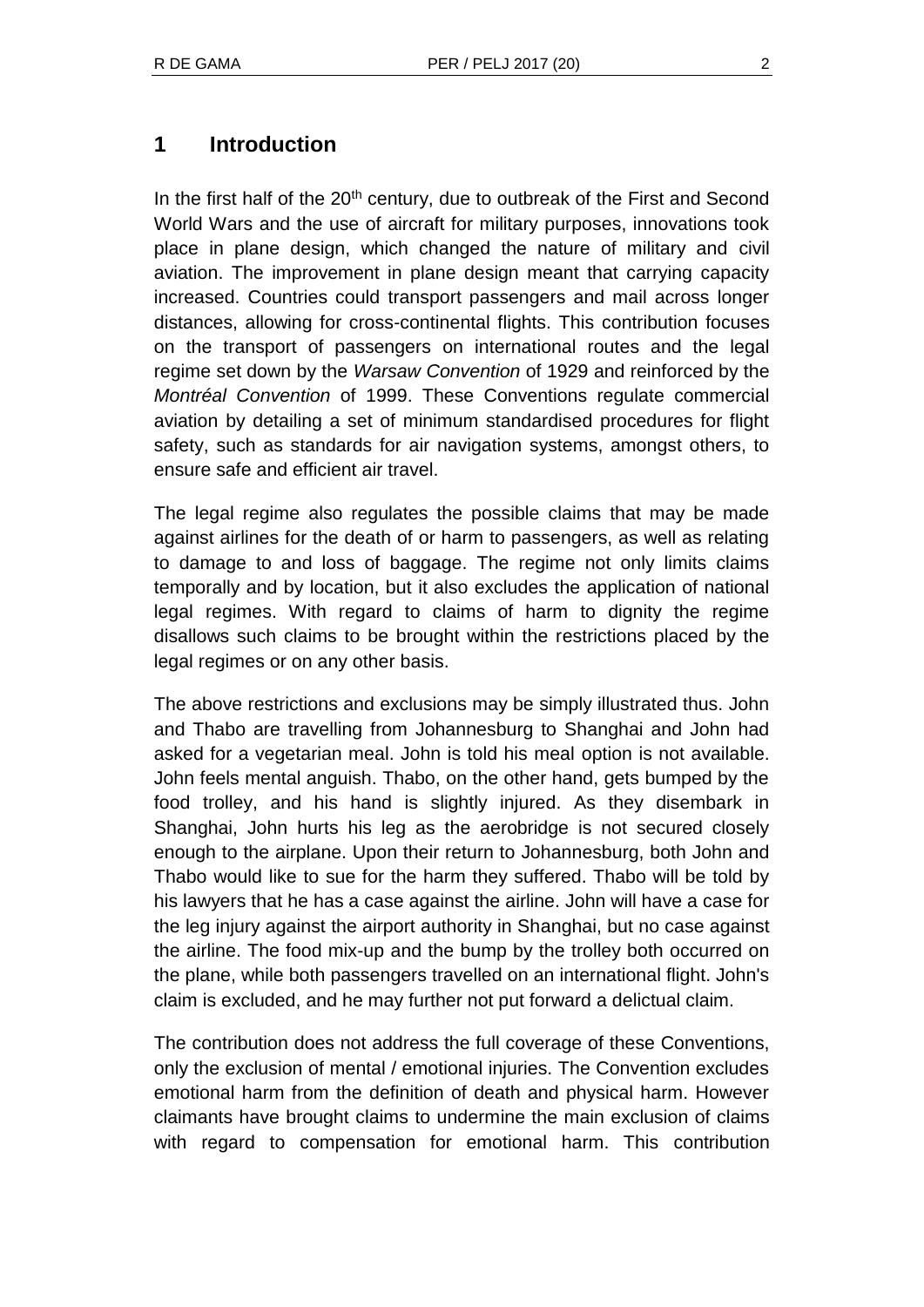# 1 Introduction

In the first half of the 20th century, due to outbreak of the First and Second World Wars and the use of aircraft for military purposes, innovations took place in plane design, which changed the nature of military and civil aviation. The improvement in plane design meant that carrying capacity increased. Countries could transport passengers and mail across longer distances, allowing for cross-continental flights. This contribution focuses on the transport of passengers on international routes and the legal regime set down by the *Warsaw Convention* of 1929 and reinforced by the *Montréal Convention* of 1999. These Conventions regulate commercial aviation by detailing a set of minimum standardised procedures for flight safety, such as standards for air navigation systems, amongst others, to ensure safe and efficient air travel.

The legal regime also regulates the possible claims that may be made against airlines for the death of or harm to passengers, as well as relating to damage to and loss of baggage. The regime not only limits claims temporally and by location, but it also excludes the application of national legal regimes. With regard to claims of harm to dignity the regime disallows such claims to be brought within the restrictions placed by the legal regimes or on any other basis.

The above restrictions and exclusions may be simply illustrated thus. John and Thabo are travelling from Johannesburg to Shanghai and John had asked for a vegetarian meal. John is told his meal option is not available. John feels mental anguish. Thabo, on the other hand, gets bumped by the food trolley, and his hand is slightly injured. As they disembark in Shanghai, John hurts his leg as the aerobridge is not secured closely enough to the airplane. Upon their return to Johannesburg, both John and Thabo would like to sue for the harm they suffered. Thabo will be told by his lawyers that he has a case against the airline. John will have a case for the leg injury against the airport authority in Shanghai, but no case against the airline. The food mix-up and the bump by the trolley both occurred on the plane, while both passengers travelled on an international flight. John's claim is excluded, and he may further not put forward a delictual claim.

The contribution does not address the full coverage of these Conventions, only the exclusion of mental / emotional injuries. The Convention excludes emotional harm from the definition of death and physical harm. However claimants have brought claims to undermine the main exclusion of claims with regard to compensation for emotional harm. This contribution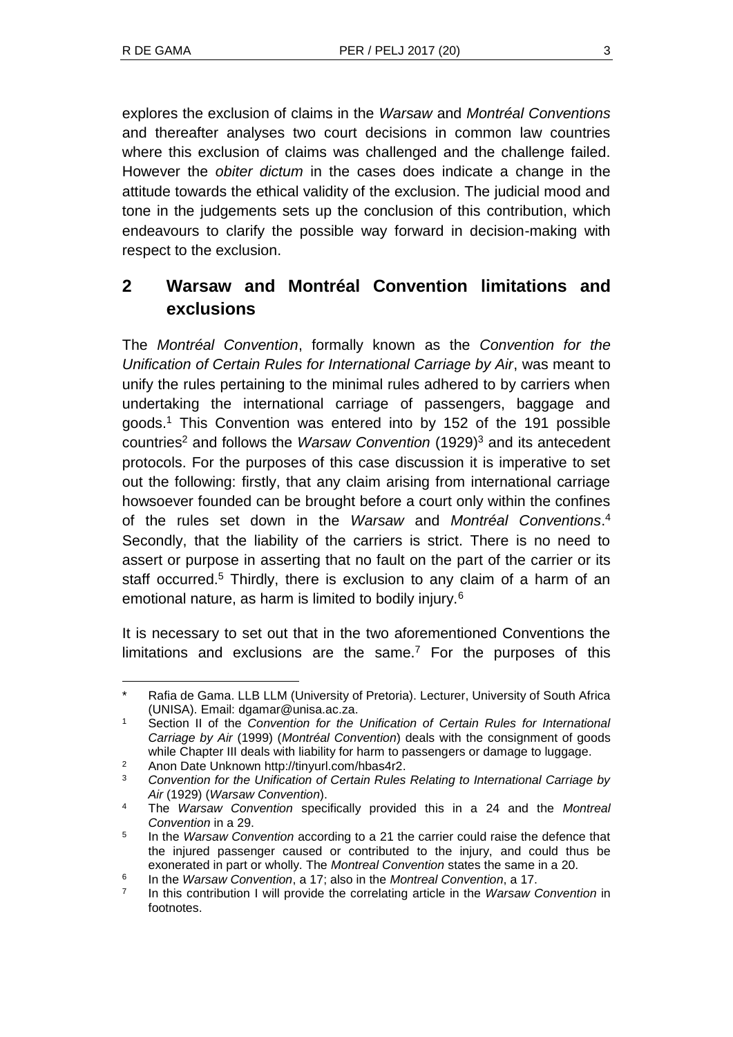explores the exclusion of claims in the *Warsaw* and *Montréal Conventions* and thereafter analyses two court decisions in common law countries where this exclusion of claims was challenged and the challenge failed. However the *obiter dictum* in the cases does indicate a change in the attitude towards the ethical validity of the exclusion. The judicial mood and tone in the judgements sets up the conclusion of this contribution, which endeavours to clarify the possible way forward in decision-making with respect to the exclusion.

## 2 Warsaw and Montréal Convention limitations and exclusions

The *Montréal Convention*, formally known as the *Convention for the Unification of Certain Rules for International Carriage by Air*, was meant to unify the rules pertaining to the minimal rules adhered to by carriers when undertaking the international carriage of passengers, baggage and goods.[1] This Convention was entered into by 152 of the 191 possible countries[2] and follows the *Warsaw Convention* (1929)[3] and its antecedent protocols. For the purposes of this case discussion it is imperative to set out the following: firstly, that any claim arising from international carriage howsoever founded can be brought before a court only within the confines of the rules set down in the *Warsaw* and *Montréal Conventions*.[4] Secondly, that the liability of the carriers is strict. There is no need to assert or purpose in asserting that no fault on the part of the carrier or its staff occurred.[5] Thirdly, there is exclusion to any claim of a harm of an emotional nature, as harm is limited to bodily injury.[6]

It is necessary to set out that in the two aforementioned Conventions the limitations and exclusions are the same.[7] For the purposes of this

---

\* Rafia de Gama. LLB LLM (University of Pretoria). Lecturer, University of South Africa (UNISA). Email: dgamar@unisa.ac.za.

1 Section II of the *Convention for the Unification of Certain Rules for International Carriage by Air* (1999) (*Montréal Convention*) deals with the consignment of goods while Chapter III deals with liability for harm to passengers or damage to luggage.

2 Anon Date Unknown http://tinyurl.com/hbas4r2.

3 *Convention for the Unification of Certain Rules Relating to International Carriage by Air* (1929) (*Warsaw Convention*).

4 The *Warsaw Convention* specifically provided this in a 24 and the *Montreal Convention* in a 29.

5 In the *Warsaw Convention* according to a 21 the carrier could raise the defence that the injured passenger caused or contributed to the injury, and could thus be exonerated in part or wholly. The *Montreal Convention* states the same in a 20.

6 In the *Warsaw Convention*, a 17; also in the *Montreal Convention*, a 17.

7 In this contribution I will provide the correlating article in the *Warsaw Convention* in footnotes.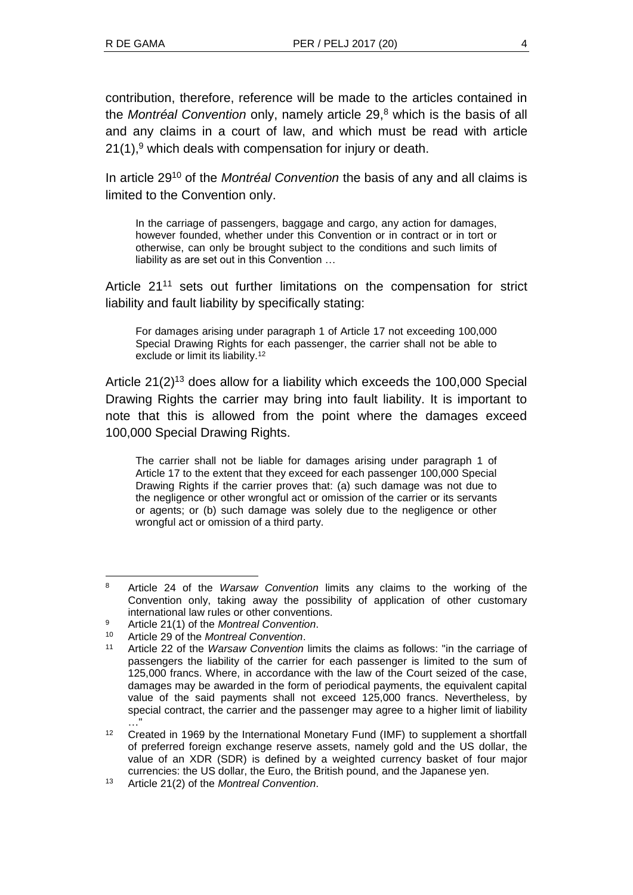contribution, therefore, reference will be made to the articles contained in the *Montréal Convention* only, namely article 29,[8] which is the basis of all and any claims in a court of law, and which must be read with article 21(1),[9] which deals with compensation for injury or death.

In article 29[10] of the *Montréal Convention* the basis of any and all claims is limited to the Convention only.

> In the carriage of passengers, baggage and cargo, any action for damages, however founded, whether under this Convention or in contract or in tort or otherwise, can only be brought subject to the conditions and such limits of liability as are set out in this Convention …

Article 21[11] sets out further limitations on the compensation for strict liability and fault liability by specifically stating:

> For damages arising under paragraph 1 of Article 17 not exceeding 100,000 Special Drawing Rights for each passenger, the carrier shall not be able to exclude or limit its liability.[12]

Article 21(2)[13] does allow for a liability which exceeds the 100,000 Special Drawing Rights the carrier may bring into fault liability. It is important to note that this is allowed from the point where the damages exceed 100,000 Special Drawing Rights.

> The carrier shall not be liable for damages arising under paragraph 1 of Article 17 to the extent that they exceed for each passenger 100,000 Special Drawing Rights if the carrier proves that: (a) such damage was not due to the negligence or other wrongful act or omission of the carrier or its servants or agents; or (b) such damage was solely due to the negligence or other wrongful act or omission of a third party.

---

[8] Article 24 of the *Warsaw Convention* limits any claims to the working of the Convention only, taking away the possibility of application of other customary international law rules or other conventions.

[9] Article 21(1) of the *Montreal Convention*.

[10] Article 29 of the *Montreal Convention*.

[11] Article 22 of the *Warsaw Convention* limits the claims as follows: "in the carriage of passengers the liability of the carrier for each passenger is limited to the sum of 125,000 francs. Where, in accordance with the law of the Court seized of the case, damages may be awarded in the form of periodical payments, the equivalent capital value of the said payments shall not exceed 125,000 francs. Nevertheless, by special contract, the carrier and the passenger may agree to a higher limit of liability …"

[12] Created in 1969 by the International Monetary Fund (IMF) to supplement a shortfall of preferred foreign exchange reserve assets, namely gold and the US dollar, the value of an XDR (SDR) is defined by a weighted currency basket of four major currencies: the US dollar, the Euro, the British pound, and the Japanese yen.

[13] Article 21(2) of the *Montreal Convention*.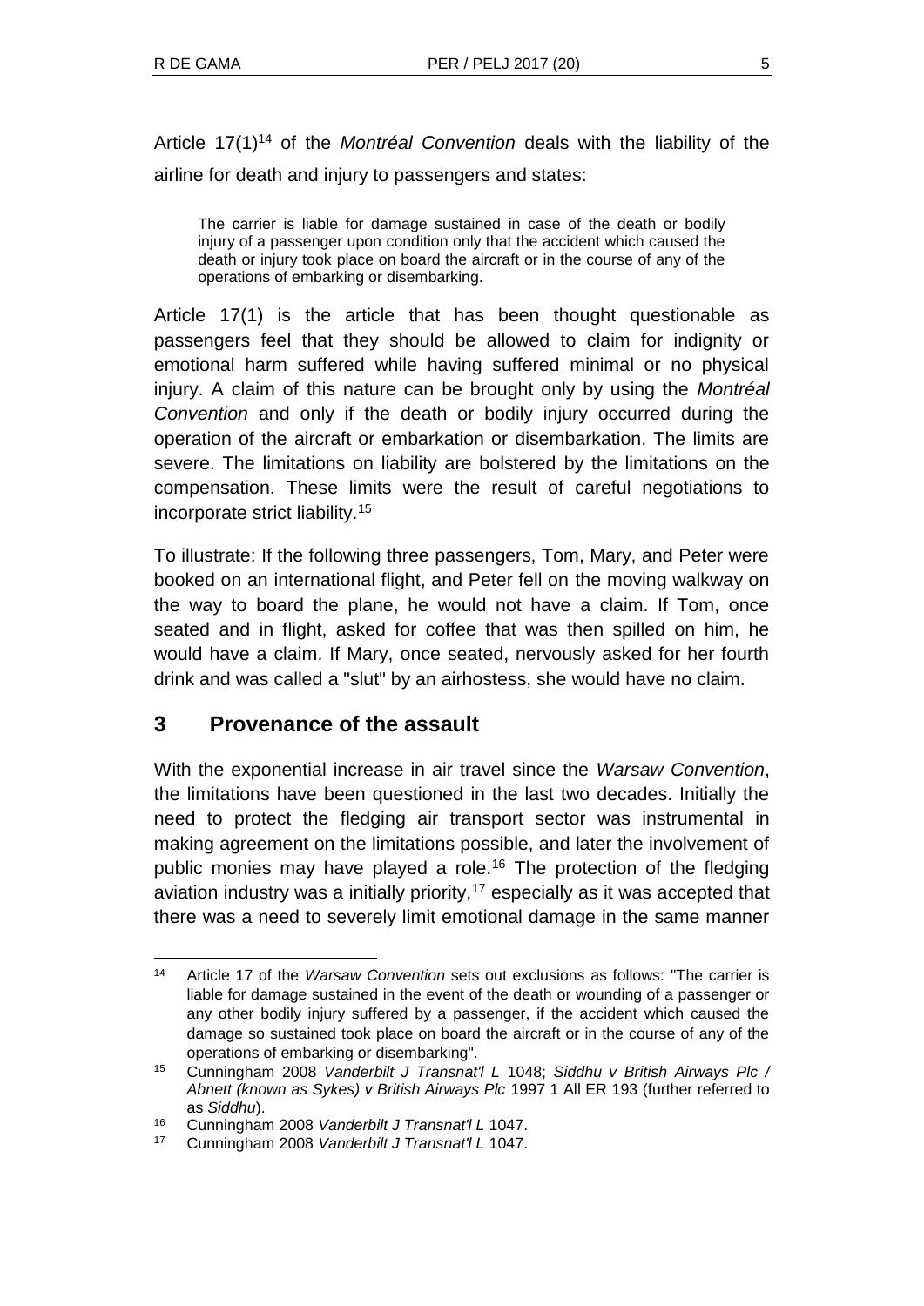Article 17(1)[14] of the *Montréal Convention* deals with the liability of the airline for death and injury to passengers and states:

> The carrier is liable for damage sustained in case of the death or bodily injury of a passenger upon condition only that the accident which caused the death or injury took place on board the aircraft or in the course of any of the operations of embarking or disembarking.

Article 17(1) is the article that has been thought questionable as passengers feel that they should be allowed to claim for indignity or emotional harm suffered while having suffered minimal or no physical injury. A claim of this nature can be brought only by using the *Montréal Convention* and only if the death or bodily injury occurred during the operation of the aircraft or embarkation or disembarkation. The limits are severe. The limitations on liability are bolstered by the limitations on the compensation. These limits were the result of careful negotiations to incorporate strict liability.[15]

To illustrate: If the following three passengers, Tom, Mary, and Peter were booked on an international flight, and Peter fell on the moving walkway on the way to board the plane, he would not have a claim. If Tom, once seated and in flight, asked for coffee that was then spilled on him, he would have a claim. If Mary, once seated, nervously asked for her fourth drink and was called a "slut" by an airhostess, she would have no claim.

## 3 Provenance of the assault

With the exponential increase in air travel since the *Warsaw Convention*, the limitations have been questioned in the last two decades. Initially the need to protect the fledging air transport sector was instrumental in making agreement on the limitations possible, and later the involvement of public monies may have played a role.[16] The protection of the fledging aviation industry was a initially priority,[17] especially as it was accepted that there was a need to severely limit emotional damage in the same manner

---

[14] Article 17 of the *Warsaw Convention* sets out exclusions as follows: "The carrier is liable for damage sustained in the event of the death or wounding of a passenger or any other bodily injury suffered by a passenger, if the accident which caused the damage so sustained took place on board the aircraft or in the course of any of the operations of embarking or disembarking".

[15] Cunningham 2008 *Vanderbilt J Transnat'l L* 1048; *Siddhu v British Airways Plc / Abnett (known as Sykes) v British Airways Plc* 1997 1 All ER 193 (further referred to as *Siddhu*).

[16] Cunningham 2008 *Vanderbilt J Transnat'l L* 1047.

[17] Cunningham 2008 *Vanderbilt J Transnat'l L* 1047.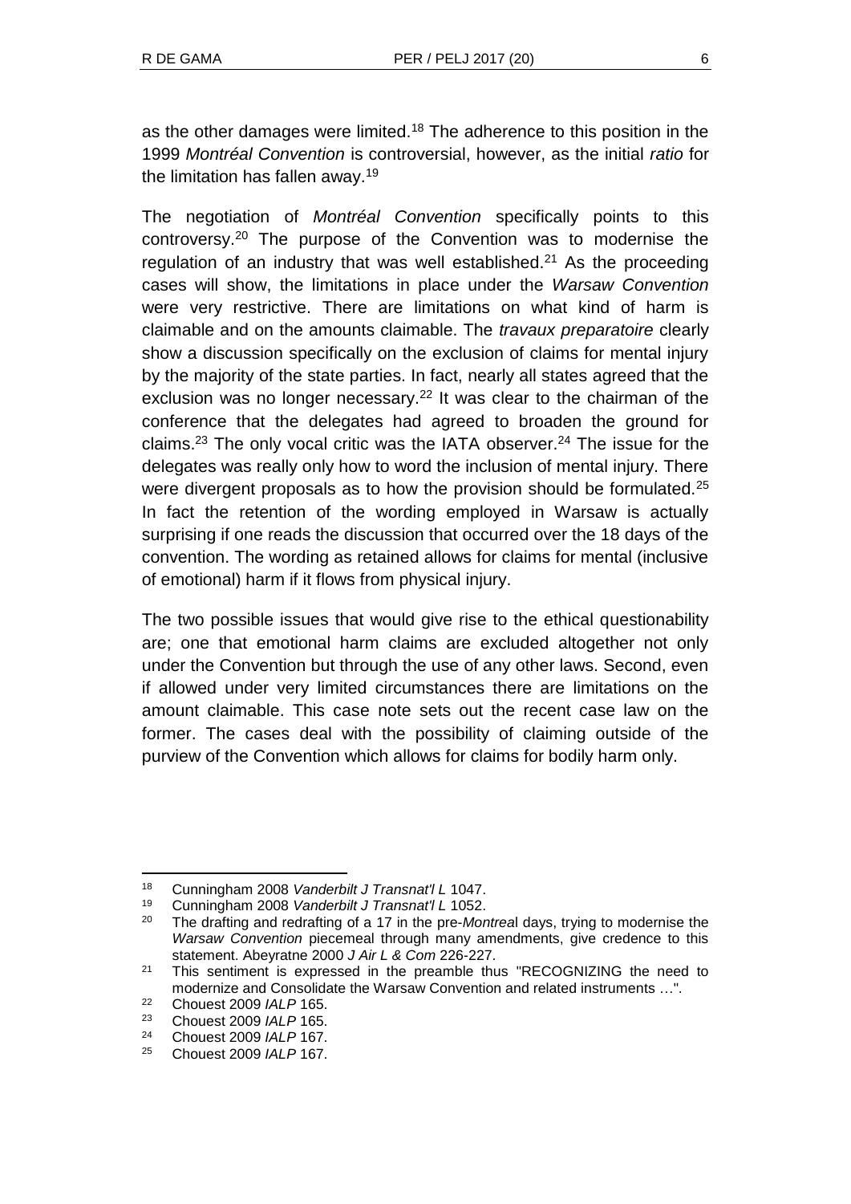as the other damages were limited.[18] The adherence to this position in the 1999 *Montréal Convention* is controversial, however, as the initial *ratio* for the limitation has fallen away.[19]

The negotiation of *Montréal Convention* specifically points to this controversy.[20] The purpose of the Convention was to modernise the regulation of an industry that was well established.[21] As the proceeding cases will show, the limitations in place under the *Warsaw Convention* were very restrictive. There are limitations on what kind of harm is claimable and on the amounts claimable. The *travaux preparatoire* clearly show a discussion specifically on the exclusion of claims for mental injury by the majority of the state parties. In fact, nearly all states agreed that the exclusion was no longer necessary.[22] It was clear to the chairman of the conference that the delegates had agreed to broaden the ground for claims.[23] The only vocal critic was the IATA observer.[24] The issue for the delegates was really only how to word the inclusion of mental injury. There were divergent proposals as to how the provision should be formulated.[25] In fact the retention of the wording employed in Warsaw is actually surprising if one reads the discussion that occurred over the 18 days of the convention. The wording as retained allows for claims for mental (inclusive of emotional) harm if it flows from physical injury.

The two possible issues that would give rise to the ethical questionability are; one that emotional harm claims are excluded altogether not only under the Convention but through the use of any other laws. Second, even if allowed under very limited circumstances there are limitations on the amount claimable. This case note sets out the recent case law on the former. The cases deal with the possibility of claiming outside of the purview of the Convention which allows for claims for bodily harm only.

---

[18] Cunningham 2008 *Vanderbilt J Transnat'l L* 1047.

[19] Cunningham 2008 *Vanderbilt J Transnat'l L* 1052.

[20] The drafting and redrafting of a 17 in the pre-*Montrea*l days, trying to modernise the *Warsaw Convention* piecemeal through many amendments, give credence to this statement. Abeyratne 2000 *J Air L & Com* 226-227.

[21] This sentiment is expressed in the preamble thus "RECOGNIZING the need to modernize and Consolidate the Warsaw Convention and related instruments …".

[22] Chouest 2009 *IALP* 165.

[23] Chouest 2009 *IALP* 165.

[24] Chouest 2009 *IALP* 167.

[25] Chouest 2009 *IALP* 167.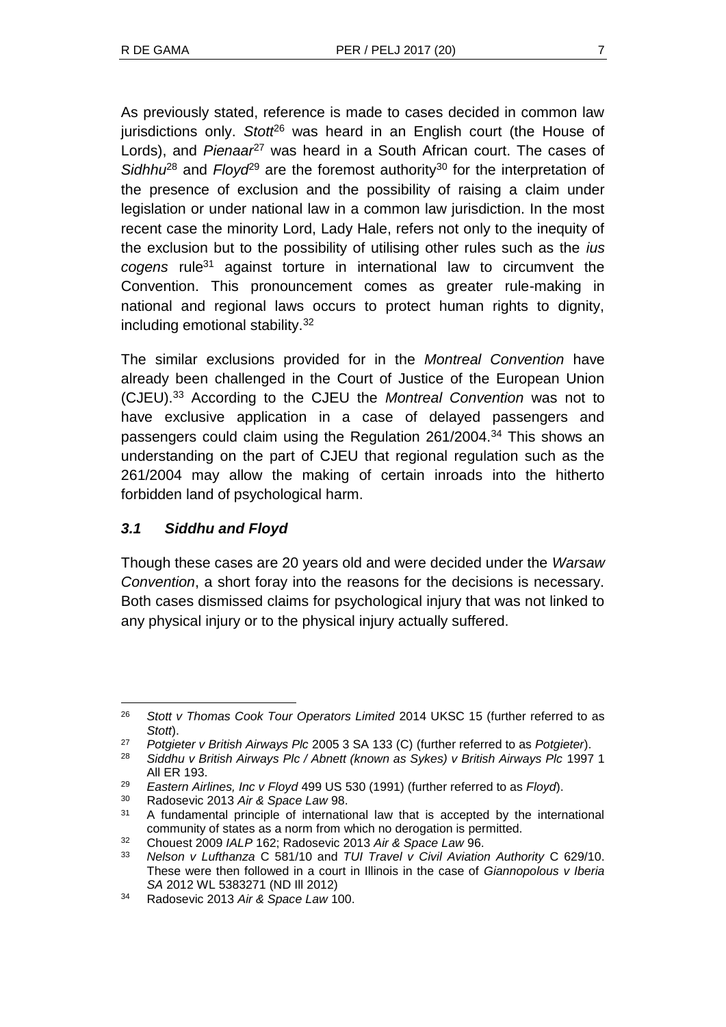As previously stated, reference is made to cases decided in common law jurisdictions only. *Stott*[26] was heard in an English court (the House of Lords), and *Pienaar*[27] was heard in a South African court. The cases of *Sidhhu*[28] and *Floyd*[29] are the foremost authority[30] for the interpretation of the presence of exclusion and the possibility of raising a claim under legislation or under national law in a common law jurisdiction. In the most recent case the minority Lord, Lady Hale, refers not only to the inequity of the exclusion but to the possibility of utilising other rules such as the *ius cogens* rule[31] against torture in international law to circumvent the Convention. This pronouncement comes as greater rule-making in national and regional laws occurs to protect human rights to dignity, including emotional stability.[32]

The similar exclusions provided for in the *Montreal Convention* have already been challenged in the Court of Justice of the European Union (CJEU).[33] According to the CJEU the *Montreal Convention* was not to have exclusive application in a case of delayed passengers and passengers could claim using the Regulation 261/2004.[34] This shows an understanding on the part of CJEU that regional regulation such as the 261/2004 may allow the making of certain inroads into the hitherto forbidden land of psychological harm.

### *3.1 Siddhu and Floyd*

Though these cases are 20 years old and were decided under the *Warsaw Convention*, a short foray into the reasons for the decisions is necessary. Both cases dismissed claims for psychological injury that was not linked to any physical injury or to the physical injury actually suffered.

---

[26] *Stott v Thomas Cook Tour Operators Limited* 2014 UKSC 15 (further referred to as *Stott*).

[27] *Potgieter v British Airways Plc* 2005 3 SA 133 (C) (further referred to as *Potgieter*).

[28] *Siddhu v British Airways Plc / Abnett (known as Sykes) v British Airways Plc* 1997 1 All ER 193.

[29] *Eastern Airlines, Inc v Floyd* 499 US 530 (1991) (further referred to as *Floyd*).

[30] Radosevic 2013 *Air & Space Law* 98.

[31] A fundamental principle of international law that is accepted by the international community of states as a norm from which no derogation is permitted.

[32] Chouest 2009 *IALP* 162; Radosevic 2013 *Air & Space Law* 96.

[33] *Nelson v Lufthanza* C 581/10 and *TUI Travel v Civil Aviation Authority* C 629/10. These were then followed in a court in Illinois in the case of *Giannopolous v Iberia SA* 2012 WL 5383271 (ND Ill 2012)

[34] Radosevic 2013 *Air & Space Law* 100.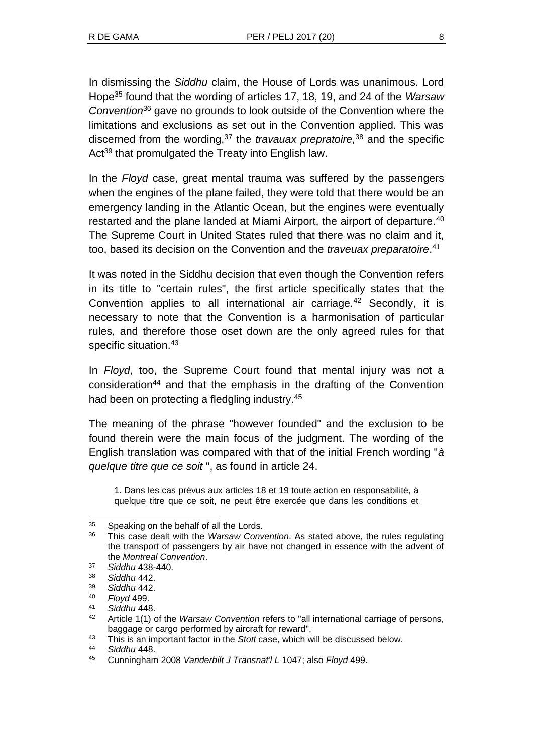In dismissing the *Siddhu* claim, the House of Lords was unanimous. Lord Hope[35] found that the wording of articles 17, 18, 19, and 24 of the *Warsaw Convention*[36] gave no grounds to look outside of the Convention where the limitations and exclusions as set out in the Convention applied. This was discerned from the wording,[37] the *travauax prepratoire,*[38] and the specific Act[39] that promulgated the Treaty into English law.

In the *Floyd* case, great mental trauma was suffered by the passengers when the engines of the plane failed, they were told that there would be an emergency landing in the Atlantic Ocean, but the engines were eventually restarted and the plane landed at Miami Airport, the airport of departure.[40] The Supreme Court in United States ruled that there was no claim and it, too, based its decision on the Convention and the *traveuax preparatoire*.[41]

It was noted in the Siddhu decision that even though the Convention refers in its title to "certain rules", the first article specifically states that the Convention applies to all international air carriage.[42] Secondly, it is necessary to note that the Convention is a harmonisation of particular rules, and therefore those oset down are the only agreed rules for that specific situation.[43]

In *Floyd*, too, the Supreme Court found that mental injury was not a consideration[44] and that the emphasis in the drafting of the Convention had been on protecting a fledgling industry.[45]

The meaning of the phrase "however founded" and the exclusion to be found therein were the main focus of the judgment. The wording of the English translation was compared with that of the initial French wording "*à quelque titre que ce soit* ", as found in article 24.

> 1. Dans les cas prévus aux articles 18 et 19 toute action en responsabilité, à quelque titre que ce soit, ne peut être exercée que dans les conditions et

---

[35] Speaking on the behalf of all the Lords.

[36] This case dealt with the *Warsaw Convention*. As stated above, the rules regulating the transport of passengers by air have not changed in essence with the advent of the *Montreal Convention*.

[37] *Siddhu* 438-440.

[38] *Siddhu* 442.

[39] *Siddhu* 442.

[40] *Floyd* 499.

[41] *Siddhu* 448.

[42] Article 1(1) of the *Warsaw Convention* refers to "all international carriage of persons, baggage or cargo performed by aircraft for reward".

[43] This is an important factor in the *Stott* case, which will be discussed below.

[44] *Siddhu* 448.

[45] Cunningham 2008 *Vanderbilt J Transnat'l L* 1047; also *Floyd* 499.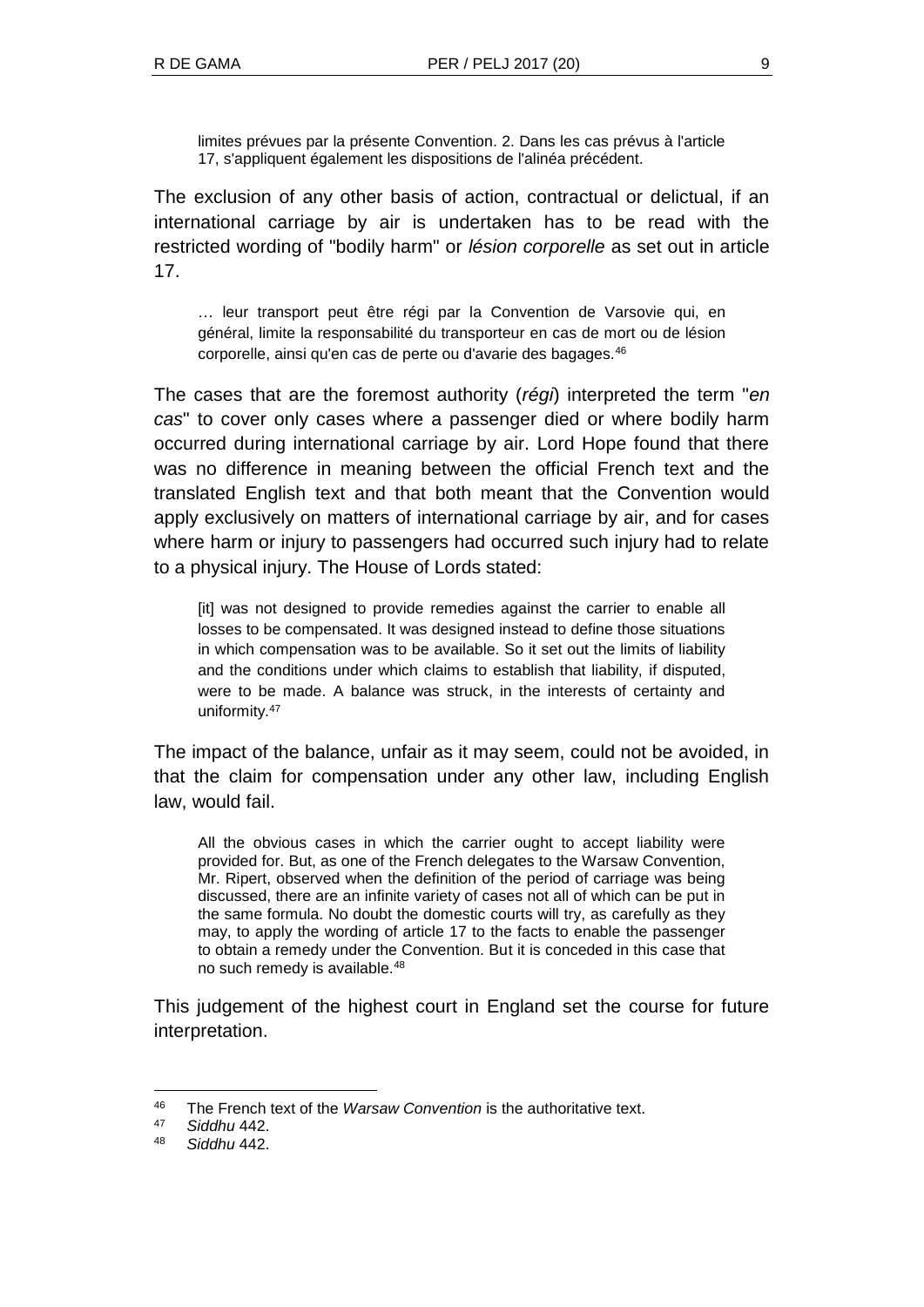> limites prévues par la présente Convention. 2. Dans les cas prévus à l'article 17, s'appliquent également les dispositions de l'alinéa précédent.

The exclusion of any other basis of action, contractual or delictual, if an international carriage by air is undertaken has to be read with the restricted wording of "bodily harm" or *lésion corporelle* as set out in article 17.

> … leur transport peut être régi par la Convention de Varsovie qui, en général, limite la responsabilité du transporteur en cas de mort ou de lésion corporelle, ainsi qu'en cas de perte ou d'avarie des bagages.[46]

The cases that are the foremost authority (*régi*) interpreted the term "*en cas*" to cover only cases where a passenger died or where bodily harm occurred during international carriage by air. Lord Hope found that there was no difference in meaning between the official French text and the translated English text and that both meant that the Convention would apply exclusively on matters of international carriage by air, and for cases where harm or injury to passengers had occurred such injury had to relate to a physical injury. The House of Lords stated:

> [it] was not designed to provide remedies against the carrier to enable all losses to be compensated. It was designed instead to define those situations in which compensation was to be available. So it set out the limits of liability and the conditions under which claims to establish that liability, if disputed, were to be made. A balance was struck, in the interests of certainty and uniformity.[47]

The impact of the balance, unfair as it may seem, could not be avoided, in that the claim for compensation under any other law, including English law, would fail.

> All the obvious cases in which the carrier ought to accept liability were provided for. But, as one of the French delegates to the Warsaw Convention, Mr. Ripert, observed when the definition of the period of carriage was being discussed, there are an infinite variety of cases not all of which can be put in the same formula. No doubt the domestic courts will try, as carefully as they may, to apply the wording of article 17 to the facts to enable the passenger to obtain a remedy under the Convention. But it is conceded in this case that no such remedy is available.[48]

This judgement of the highest court in England set the course for future interpretation.

---

[46] The French text of the *Warsaw Convention* is the authoritative text.

[47] *Siddhu* 442.

[48] *Siddhu* 442.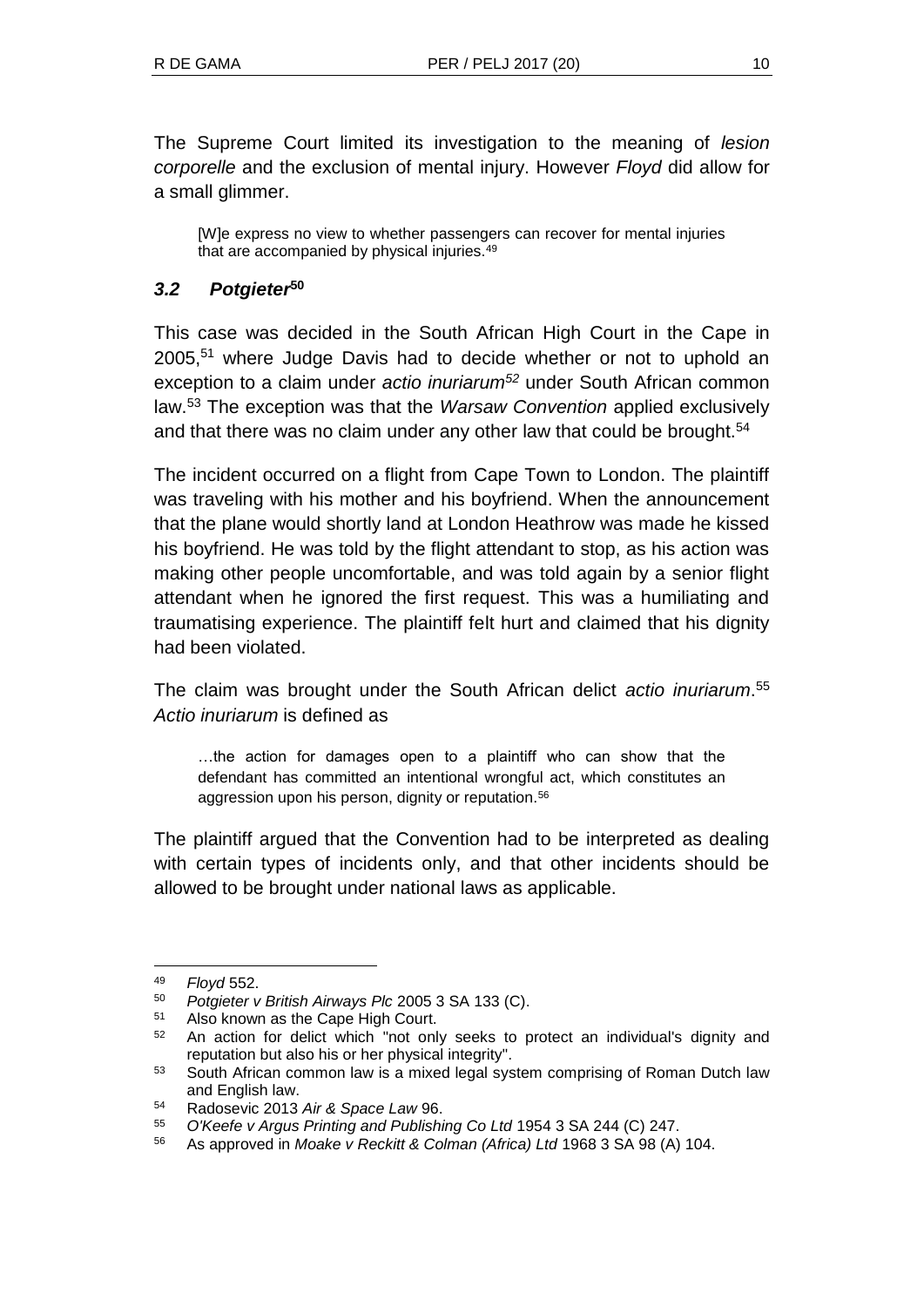The Supreme Court limited its investigation to the meaning of *lesion corporelle* and the exclusion of mental injury. However *Floyd* did allow for a small glimmer.

> [W]e express no view to whether passengers can recover for mental injuries that are accompanied by physical injuries.[49]

### *3.2 Potgieter*[50]

This case was decided in the South African High Court in the Cape in 2005,[51] where Judge Davis had to decide whether or not to uphold an exception to a claim under *actio inuriarum*[52] under South African common law.[53] The exception was that the *Warsaw Convention* applied exclusively and that there was no claim under any other law that could be brought.[54]

The incident occurred on a flight from Cape Town to London. The plaintiff was traveling with his mother and his boyfriend. When the announcement that the plane would shortly land at London Heathrow was made he kissed his boyfriend. He was told by the flight attendant to stop, as his action was making other people uncomfortable, and was told again by a senior flight attendant when he ignored the first request. This was a humiliating and traumatising experience. The plaintiff felt hurt and claimed that his dignity had been violated.

The claim was brought under the South African delict *actio inuriarum*.[55] *Actio inuriarum* is defined as

> …the action for damages open to a plaintiff who can show that the defendant has committed an intentional wrongful act, which constitutes an aggression upon his person, dignity or reputation.[56]

The plaintiff argued that the Convention had to be interpreted as dealing with certain types of incidents only, and that other incidents should be allowed to be brought under national laws as applicable.

---

[49] *Floyd* 552.

[50] *Potgieter v British Airways Plc* 2005 3 SA 133 (C).

[51] Also known as the Cape High Court.

[52] An action for delict which "not only seeks to protect an individual's dignity and reputation but also his or her physical integrity".

[53] South African common law is a mixed legal system comprising of Roman Dutch law and English law.

[54] Radosevic 2013 *Air & Space Law* 96.

[55] *O'Keefe v Argus Printing and Publishing Co Ltd* 1954 3 SA 244 (C) 247.

[56] As approved in *Moake v Reckitt & Colman (Africa) Ltd* 1968 3 SA 98 (A) 104.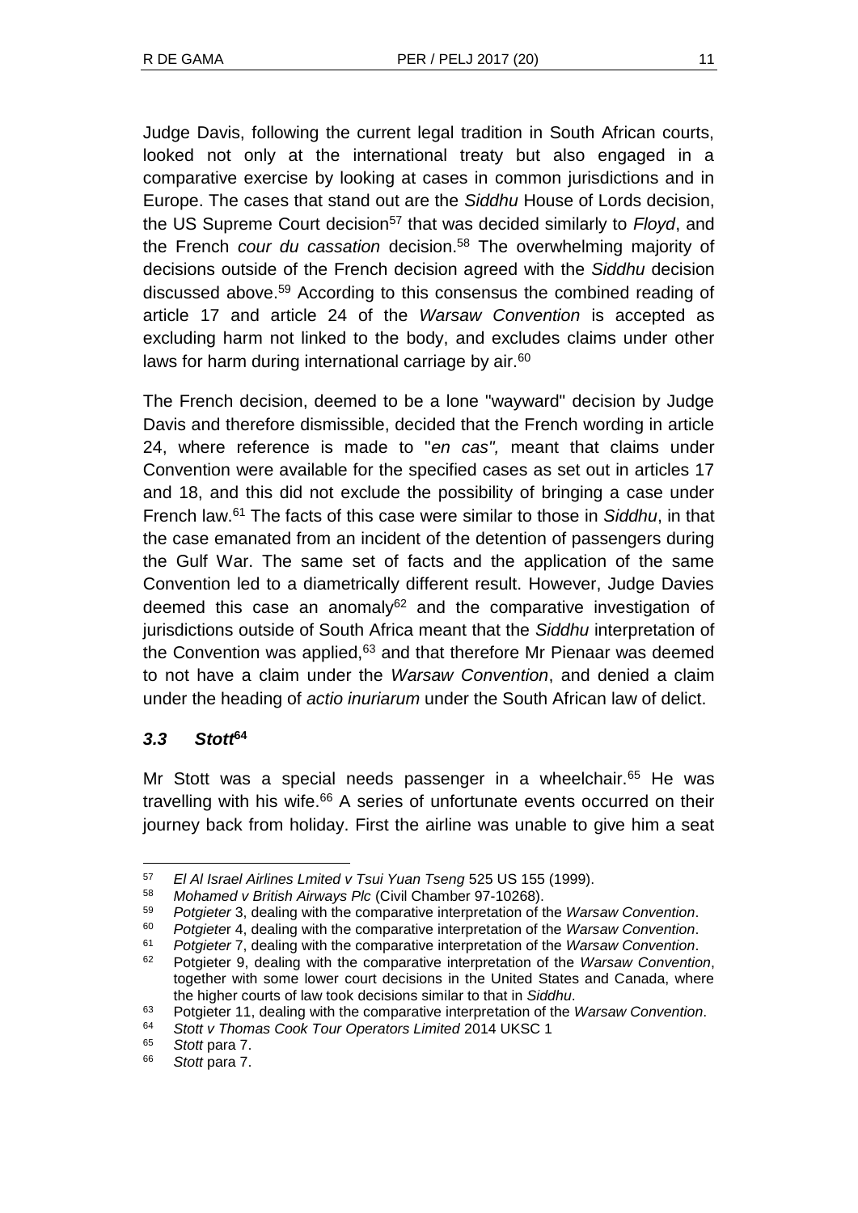Judge Davis, following the current legal tradition in South African courts, looked not only at the international treaty but also engaged in a comparative exercise by looking at cases in common jurisdictions and in Europe. The cases that stand out are the *Siddhu* House of Lords decision, the US Supreme Court decision[57] that was decided similarly to *Floyd*, and the French *cour du cassation* decision.[58] The overwhelming majority of decisions outside of the French decision agreed with the *Siddhu* decision discussed above.[59] According to this consensus the combined reading of article 17 and article 24 of the *Warsaw Convention* is accepted as excluding harm not linked to the body, and excludes claims under other laws for harm during international carriage by air.[60]

The French decision, deemed to be a lone "wayward" decision by Judge Davis and therefore dismissible, decided that the French wording in article 24, where reference is made to "*en cas",* meant that claims under Convention were available for the specified cases as set out in articles 17 and 18, and this did not exclude the possibility of bringing a case under French law.[61] The facts of this case were similar to those in *Siddhu*, in that the case emanated from an incident of the detention of passengers during the Gulf War. The same set of facts and the application of the same Convention led to a diametrically different result. However, Judge Davies deemed this case an anomaly[62] and the comparative investigation of jurisdictions outside of South Africa meant that the *Siddhu* interpretation of the Convention was applied,[63] and that therefore Mr Pienaar was deemed to not have a claim under the *Warsaw Convention*, and denied a claim under the heading of *actio inuriarum* under the South African law of delict.

### *3.3 Stott*[64]

Mr Stott was a special needs passenger in a wheelchair.[65] He was travelling with his wife.[66] A series of unfortunate events occurred on their journey back from holiday. First the airline was unable to give him a seat

---

[57] *El Al Israel Airlines Lmited v Tsui Yuan Tseng* 525 US 155 (1999).

[58] *Mohamed v British Airways Plc* (Civil Chamber 97-10268).

[59] *Potgieter* 3, dealing with the comparative interpretation of the *Warsaw Convention*.

[60] *Potgieter* 4, dealing with the comparative interpretation of the *Warsaw Convention*.

[61] *Potgieter* 7, dealing with the comparative interpretation of the *Warsaw Convention*.

[62] Potgieter 9, dealing with the comparative interpretation of the *Warsaw Convention*, together with some lower court decisions in the United States and Canada, where the higher courts of law took decisions similar to that in *Siddhu*.

[63] Potgieter 11, dealing with the comparative interpretation of the *Warsaw Convention*.

[64] *Stott v Thomas Cook Tour Operators Limited* 2014 UKSC 1

[65] *Stott* para 7.

[66] *Stott* para 7.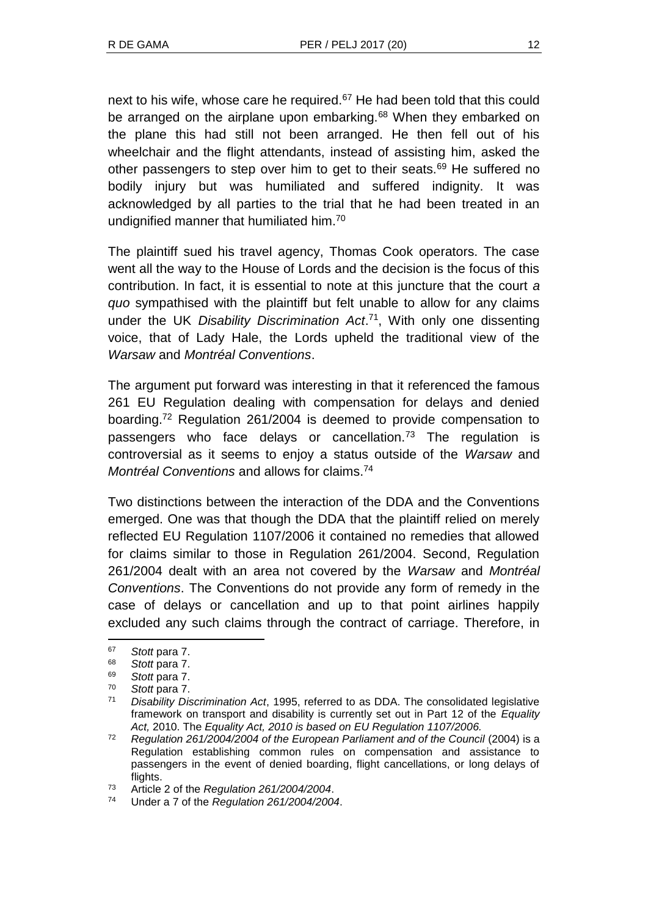next to his wife, whose care he required.[67] He had been told that this could be arranged on the airplane upon embarking.[68] When they embarked on the plane this had still not been arranged. He then fell out of his wheelchair and the flight attendants, instead of assisting him, asked the other passengers to step over him to get to their seats.[69] He suffered no bodily injury but was humiliated and suffered indignity. It was acknowledged by all parties to the trial that he had been treated in an undignified manner that humiliated him.[70]

The plaintiff sued his travel agency, Thomas Cook operators. The case went all the way to the House of Lords and the decision is the focus of this contribution. In fact, it is essential to note at this juncture that the court *a quo* sympathised with the plaintiff but felt unable to allow for any claims under the UK *Disability Discrimination Act*.[71], With only one dissenting voice, that of Lady Hale, the Lords upheld the traditional view of the *Warsaw* and *Montréal Conventions*.

The argument put forward was interesting in that it referenced the famous 261 EU Regulation dealing with compensation for delays and denied boarding.[72] Regulation 261/2004 is deemed to provide compensation to passengers who face delays or cancellation.[73] The regulation is controversial as it seems to enjoy a status outside of the *Warsaw* and *Montréal Conventions* and allows for claims.[74]

Two distinctions between the interaction of the DDA and the Conventions emerged. One was that though the DDA that the plaintiff relied on merely reflected EU Regulation 1107/2006 it contained no remedies that allowed for claims similar to those in Regulation 261/2004. Second, Regulation 261/2004 dealt with an area not covered by the *Warsaw* and *Montréal Conventions*. The Conventions do not provide any form of remedy in the case of delays or cancellation and up to that point airlines happily excluded any such claims through the contract of carriage. Therefore, in

---

[67] *Stott* para 7.

[68] *Stott* para 7.

[69] *Stott* para 7.

[70] *Stott* para 7.

[71] *Disability Discrimination Act*, 1995, referred to as DDA. The consolidated legislative framework on transport and disability is currently set out in Part 12 of the *Equality Act,* 2010. The *Equality Act, 2010 is based on EU Regulation 1107/2006.*

[72] *Regulation 261/2004/2004 of the European Parliament and of the Council* (2004) is a Regulation establishing common rules on compensation and assistance to passengers in the event of denied boarding, flight cancellations, or long delays of flights.

[73] Article 2 of the *Regulation 261/2004/2004*.

[74] Under a 7 of the *Regulation 261/2004/2004*.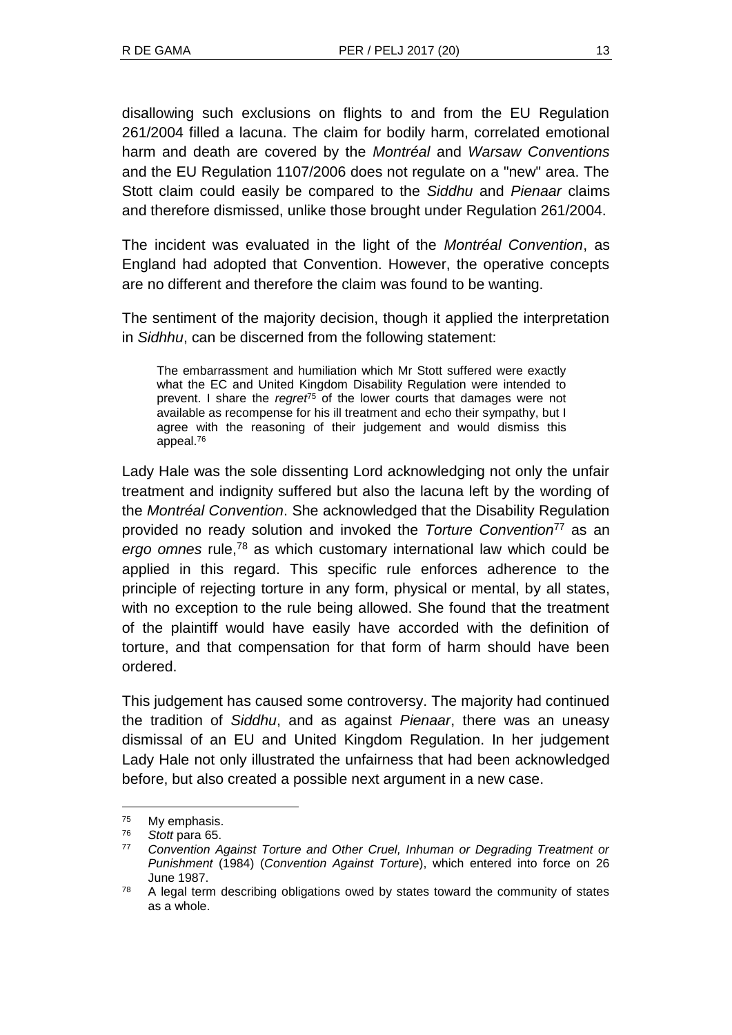disallowing such exclusions on flights to and from the EU Regulation 261/2004 filled a lacuna. The claim for bodily harm, correlated emotional harm and death are covered by the *Montréal* and *Warsaw Conventions* and the EU Regulation 1107/2006 does not regulate on a "new" area. The Stott claim could easily be compared to the *Siddhu* and *Pienaar* claims and therefore dismissed, unlike those brought under Regulation 261/2004.

The incident was evaluated in the light of the *Montréal Convention*, as England had adopted that Convention. However, the operative concepts are no different and therefore the claim was found to be wanting.

The sentiment of the majority decision, though it applied the interpretation in *Sidhhu*, can be discerned from the following statement:

> The embarrassment and humiliation which Mr Stott suffered were exactly what the EC and United Kingdom Disability Regulation were intended to prevent. I share the *regret*[75] of the lower courts that damages were not available as recompense for his ill treatment and echo their sympathy, but I agree with the reasoning of their judgement and would dismiss this appeal.[76]

Lady Hale was the sole dissenting Lord acknowledging not only the unfair treatment and indignity suffered but also the lacuna left by the wording of the *Montréal Convention*. She acknowledged that the Disability Regulation provided no ready solution and invoked the *Torture Convention*[77] as an *ergo omnes* rule,[78] as which customary international law which could be applied in this regard. This specific rule enforces adherence to the principle of rejecting torture in any form, physical or mental, by all states, with no exception to the rule being allowed. She found that the treatment of the plaintiff would have easily have accorded with the definition of torture, and that compensation for that form of harm should have been ordered.

This judgement has caused some controversy. The majority had continued the tradition of *Siddhu*, and as against *Pienaar*, there was an uneasy dismissal of an EU and United Kingdom Regulation. In her judgement Lady Hale not only illustrated the unfairness that had been acknowledged before, but also created a possible next argument in a new case.

---

[75] My emphasis.

[76] *Stott* para 65.

[77] *Convention Against Torture and Other Cruel, Inhuman or Degrading Treatment or Punishment* (1984) (*Convention Against Torture*), which entered into force on 26 June 1987.

[78] A legal term describing obligations owed by states toward the community of states as a whole.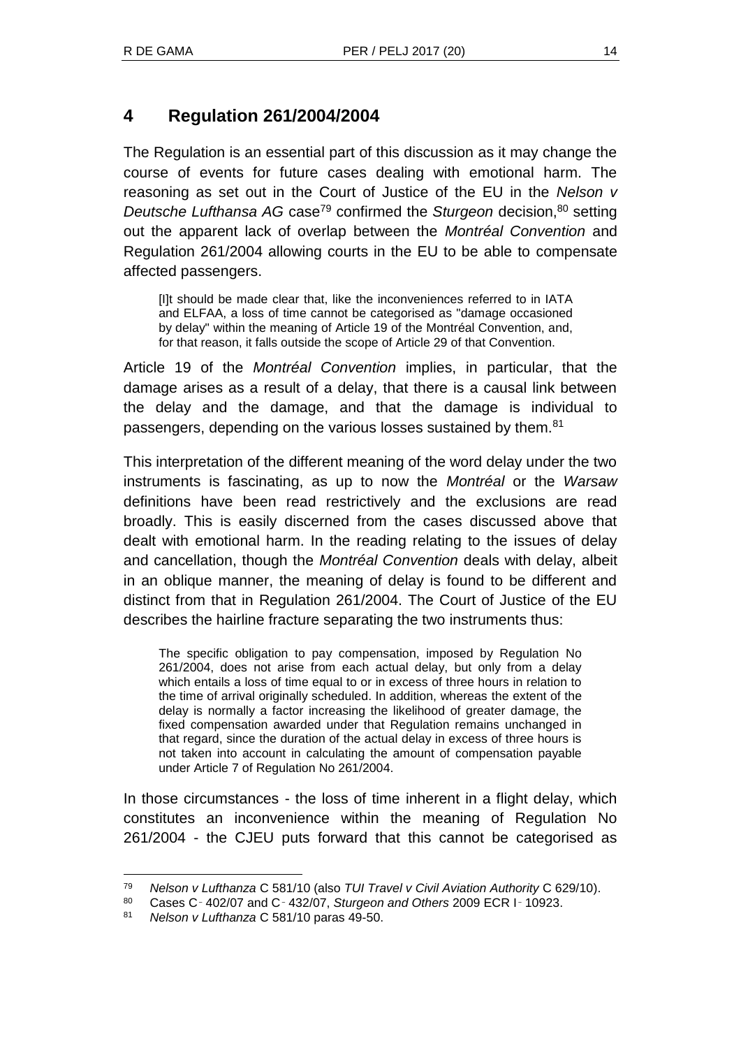## 4 Regulation 261/2004/2004

The Regulation is an essential part of this discussion as it may change the course of events for future cases dealing with emotional harm. The reasoning as set out in the Court of Justice of the EU in the *Nelson v Deutsche Lufthansa AG* case[79] confirmed the *Sturgeon* decision,[80] setting out the apparent lack of overlap between the *Montréal Convention* and Regulation 261/2004 allowing courts in the EU to be able to compensate affected passengers.

> [I]t should be made clear that, like the inconveniences referred to in IATA and ELFAA, a loss of time cannot be categorised as "damage occasioned by delay" within the meaning of Article 19 of the Montréal Convention, and, for that reason, it falls outside the scope of Article 29 of that Convention.

Article 19 of the *Montréal Convention* implies, in particular, that the damage arises as a result of a delay, that there is a causal link between the delay and the damage, and that the damage is individual to passengers, depending on the various losses sustained by them.[81]

This interpretation of the different meaning of the word delay under the two instruments is fascinating, as up to now the *Montréal* or the *Warsaw* definitions have been read restrictively and the exclusions are read broadly. This is easily discerned from the cases discussed above that dealt with emotional harm. In the reading relating to the issues of delay and cancellation, though the *Montréal Convention* deals with delay, albeit in an oblique manner, the meaning of delay is found to be different and distinct from that in Regulation 261/2004. The Court of Justice of the EU describes the hairline fracture separating the two instruments thus:

> The specific obligation to pay compensation, imposed by Regulation No 261/2004, does not arise from each actual delay, but only from a delay which entails a loss of time equal to or in excess of three hours in relation to the time of arrival originally scheduled. In addition, whereas the extent of the delay is normally a factor increasing the likelihood of greater damage, the fixed compensation awarded under that Regulation remains unchanged in that regard, since the duration of the actual delay in excess of three hours is not taken into account in calculating the amount of compensation payable under Article 7 of Regulation No 261/2004.

In those circumstances - the loss of time inherent in a flight delay, which constitutes an inconvenience within the meaning of Regulation No 261/2004 - the CJEU puts forward that this cannot be categorised as

---

79 *Nelson v Lufthanza* C 581/10 (also *TUI Travel v Civil Aviation Authority* C 629/10).

80 Cases C‑402/07 and C‑432/07, *Sturgeon and Others* 2009 ECR I‑10923.

81 *Nelson v Lufthanza* C 581/10 paras 49-50.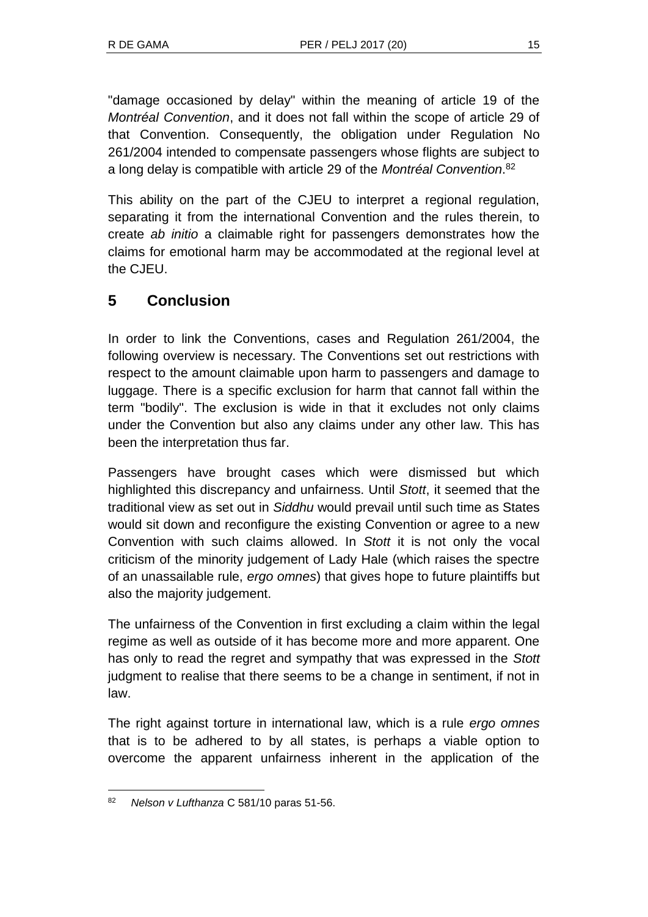"damage occasioned by delay" within the meaning of article 19 of the *Montréal Convention*, and it does not fall within the scope of article 29 of that Convention. Consequently, the obligation under Regulation No 261/2004 intended to compensate passengers whose flights are subject to a long delay is compatible with article 29 of the *Montréal Convention*.[82]

This ability on the part of the CJEU to interpret a regional regulation, separating it from the international Convention and the rules therein, to create *ab initio* a claimable right for passengers demonstrates how the claims for emotional harm may be accommodated at the regional level at the CJEU.

## 5 Conclusion

In order to link the Conventions, cases and Regulation 261/2004, the following overview is necessary. The Conventions set out restrictions with respect to the amount claimable upon harm to passengers and damage to luggage. There is a specific exclusion for harm that cannot fall within the term "bodily". The exclusion is wide in that it excludes not only claims under the Convention but also any claims under any other law. This has been the interpretation thus far.

Passengers have brought cases which were dismissed but which highlighted this discrepancy and unfairness. Until *Stott*, it seemed that the traditional view as set out in *Siddhu* would prevail until such time as States would sit down and reconfigure the existing Convention or agree to a new Convention with such claims allowed. In *Stott* it is not only the vocal criticism of the minority judgement of Lady Hale (which raises the spectre of an unassailable rule, *ergo omnes*) that gives hope to future plaintiffs but also the majority judgement.

The unfairness of the Convention in first excluding a claim within the legal regime as well as outside of it has become more and more apparent. One has only to read the regret and sympathy that was expressed in the *Stott* judgment to realise that there seems to be a change in sentiment, if not in law.

The right against torture in international law, which is a rule *ergo omnes* that is to be adhered to by all states, is perhaps a viable option to overcome the apparent unfairness inherent in the application of the

---

[82] *Nelson v Lufthanza* C 581/10 paras 51-56.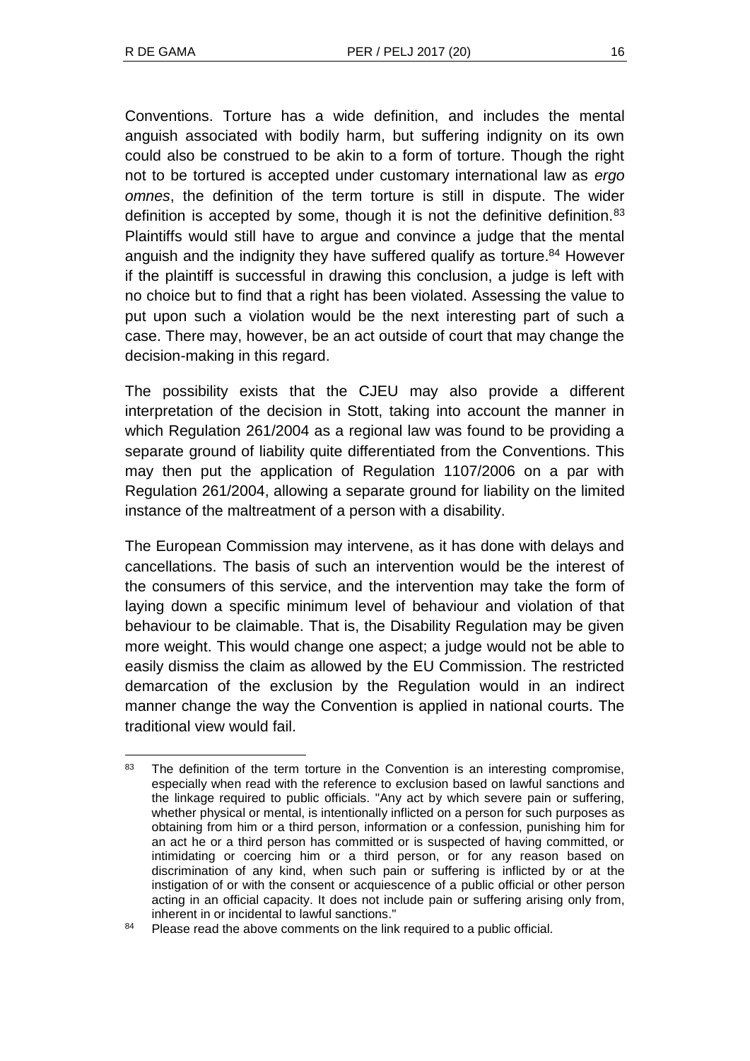Conventions. Torture has a wide definition, and includes the mental anguish associated with bodily harm, but suffering indignity on its own could also be construed to be akin to a form of torture. Though the right not to be tortured is accepted under customary international law as *ergo omnes*, the definition of the term torture is still in dispute. The wider definition is accepted by some, though it is not the definitive definition.[83] Plaintiffs would still have to argue and convince a judge that the mental anguish and the indignity they have suffered qualify as torture.[84] However if the plaintiff is successful in drawing this conclusion, a judge is left with no choice but to find that a right has been violated. Assessing the value to put upon such a violation would be the next interesting part of such a case. There may, however, be an act outside of court that may change the decision-making in this regard.

The possibility exists that the CJEU may also provide a different interpretation of the decision in Stott, taking into account the manner in which Regulation 261/2004 as a regional law was found to be providing a separate ground of liability quite differentiated from the Conventions. This may then put the application of Regulation 1107/2006 on a par with Regulation 261/2004, allowing a separate ground for liability on the limited instance of the maltreatment of a person with a disability.

The European Commission may intervene, as it has done with delays and cancellations. The basis of such an intervention would be the interest of the consumers of this service, and the intervention may take the form of laying down a specific minimum level of behaviour and violation of that behaviour to be claimable. That is, the Disability Regulation may be given more weight. This would change one aspect; a judge would not be able to easily dismiss the claim as allowed by the EU Commission. The restricted demarcation of the exclusion by the Regulation would in an indirect manner change the way the Convention is applied in national courts. The traditional view would fail.

---

[83] The definition of the term torture in the Convention is an interesting compromise, especially when read with the reference to exclusion based on lawful sanctions and the linkage required to public officials. "Any act by which severe pain or suffering, whether physical or mental, is intentionally inflicted on a person for such purposes as obtaining from him or a third person, information or a confession, punishing him for an act he or a third person has committed or is suspected of having committed, or intimidating or coercing him or a third person, or for any reason based on discrimination of any kind, when such pain or suffering is inflicted by or at the instigation of or with the consent or acquiescence of a public official or other person acting in an official capacity. It does not include pain or suffering arising only from, inherent in or incidental to lawful sanctions."

[84] Please read the above comments on the link required to a public official.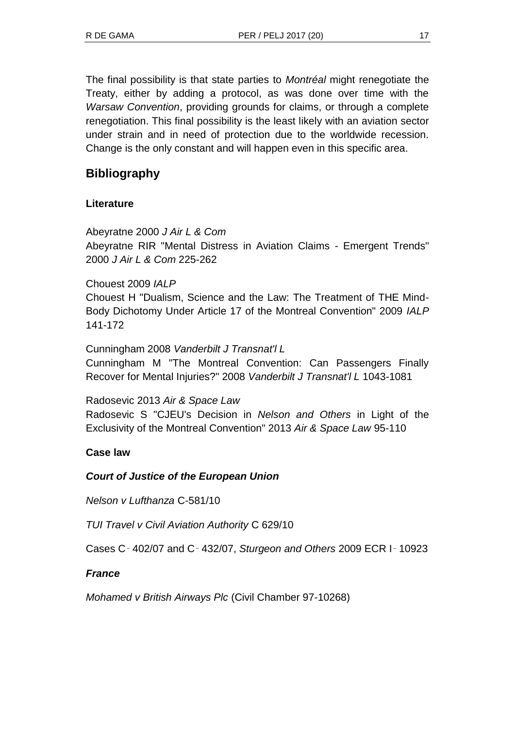The final possibility is that state parties to *Montréal* might renegotiate the Treaty, either by adding a protocol, as was done over time with the *Warsaw Convention*, providing grounds for claims, or through a complete renegotiation. This final possibility is the least likely with an aviation sector under strain and in need of protection due to the worldwide recession. Change is the only constant and will happen even in this specific area.

## Bibliography

### Literature

Abeyratne 2000 *J Air L & Com*
Abeyratne RIR "Mental Distress in Aviation Claims - Emergent Trends" 2000 *J Air L & Com* 225-262

Chouest 2009 *IALP*
Chouest H "Dualism, Science and the Law: The Treatment of THE Mind-Body Dichotomy Under Article 17 of the Montreal Convention" 2009 *IALP* 141-172

Cunningham 2008 *Vanderbilt J Transnat'l L*
Cunningham M "The Montreal Convention: Can Passengers Finally Recover for Mental Injuries?" 2008 *Vanderbilt J Transnat'l L* 1043-1081

Radosevic 2013 *Air & Space Law*
Radosevic S "CJEU's Decision in *Nelson and Others* in Light of the Exclusivity of the Montreal Convention" 2013 *Air & Space Law* 95-110

### Case law

#### *Court of Justice of the European Union*

*Nelson v Lufthanza* C-581/10

*TUI Travel v Civil Aviation Authority* C 629/10

Cases C‑402/07 and C‑432/07, *Sturgeon and Others* 2009 ECR I‑10923

#### *France*

*Mohamed v British Airways Plc* (Civil Chamber 97-10268)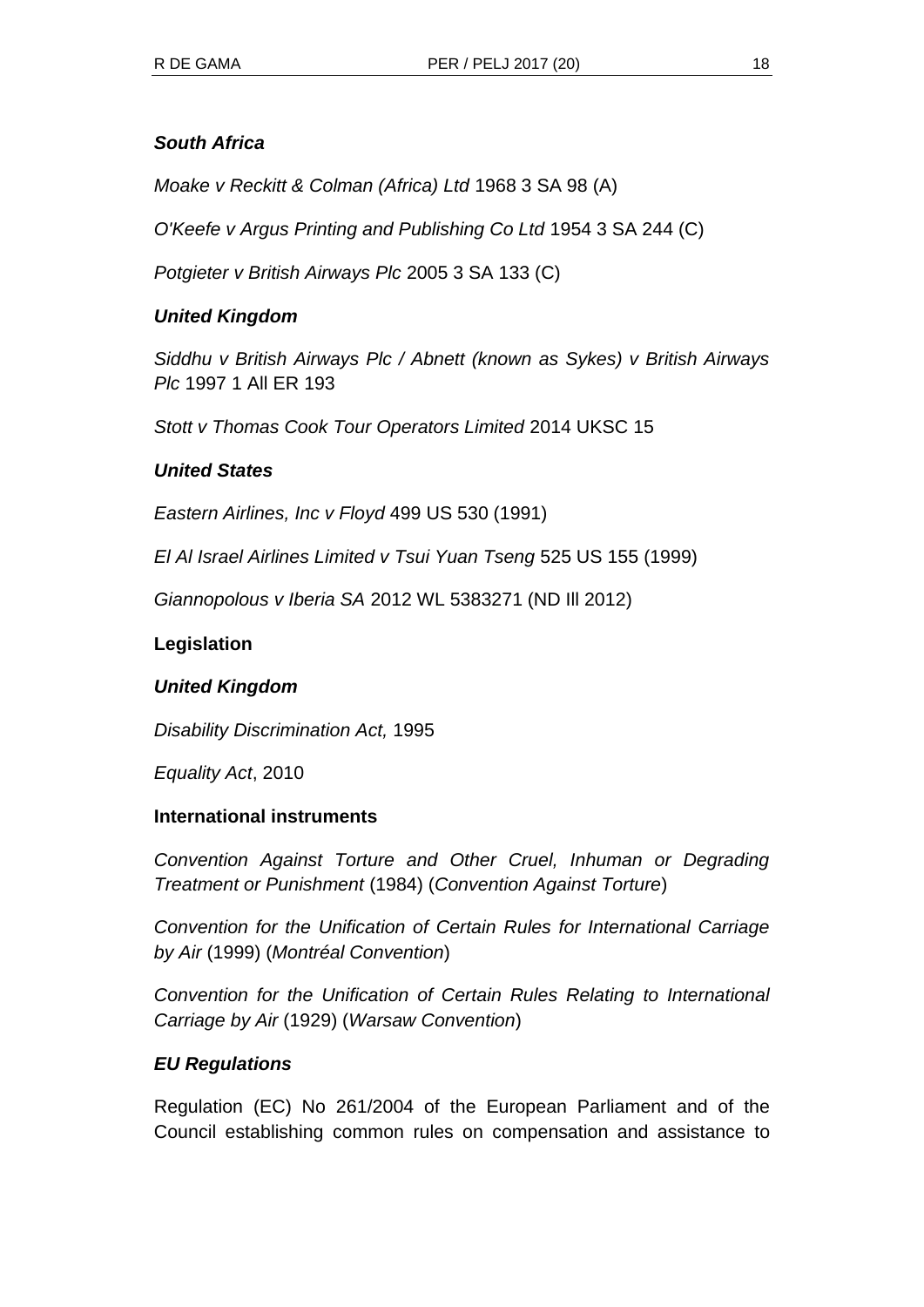***South Africa***

*Moake v Reckitt & Colman (Africa) Ltd* 1968 3 SA 98 (A)

*O'Keefe v Argus Printing and Publishing Co Ltd* 1954 3 SA 244 (C)

*Potgieter v British Airways Plc* 2005 3 SA 133 (C)

***United Kingdom***

*Siddhu v British Airways Plc / Abnett (known as Sykes) v British Airways Plc* 1997 1 All ER 193

*Stott v Thomas Cook Tour Operators Limited* 2014 UKSC 15

***United States***

*Eastern Airlines, Inc v Floyd* 499 US 530 (1991)

*El Al Israel Airlines Limited v Tsui Yuan Tseng* 525 US 155 (1999)

*Giannopolous v Iberia SA* 2012 WL 5383271 (ND Ill 2012)

**Legislation**

***United Kingdom***

*Disability Discrimination Act,* 1995

*Equality Act*, 2010

**International instruments**

*Convention Against Torture and Other Cruel, Inhuman or Degrading Treatment or Punishment* (1984) (*Convention Against Torture*)

*Convention for the Unification of Certain Rules for International Carriage by Air* (1999) (*Montréal Convention*)

*Convention for the Unification of Certain Rules Relating to International Carriage by Air* (1929) (*Warsaw Convention*)

***EU Regulations***

Regulation (EC) No 261/2004 of the European Parliament and of the Council establishing common rules on compensation and assistance to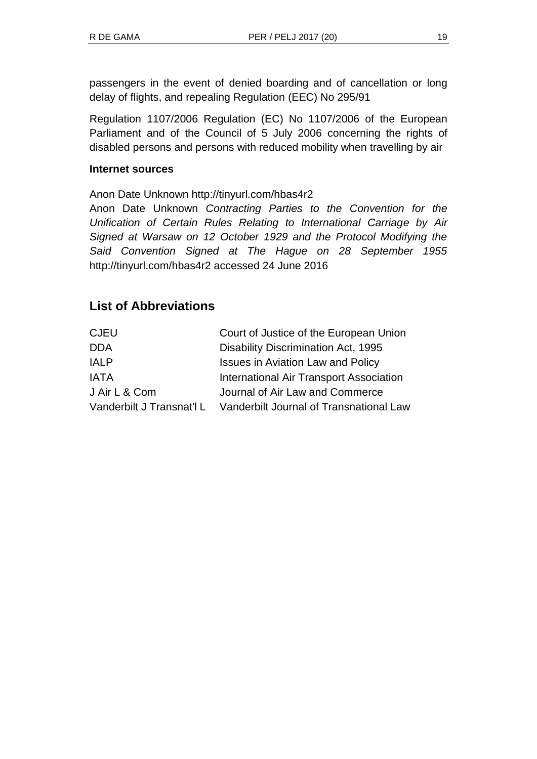passengers in the event of denied boarding and of cancellation or long delay of flights, and repealing Regulation (EEC) No 295/91

Regulation 1107/2006 Regulation (EC) No 1107/2006 of the European Parliament and of the Council of 5 July 2006 concerning the rights of disabled persons and persons with reduced mobility when travelling by air

**Internet sources**

Anon Date Unknown http://tinyurl.com/hbas4r2

Anon Date Unknown *Contracting Parties to the Convention for the Unification of Certain Rules Relating to International Carriage by Air Signed at Warsaw on 12 October 1929 and the Protocol Modifying the Said Convention Signed at The Hague on 28 September 1955* http://tinyurl.com/hbas4r2 accessed 24 June 2016

## List of Abbreviations

| | |
|---|---|
| CJEU | Court of Justice of the European Union |
| DDA | Disability Discrimination Act, 1995 |
| IALP | Issues in Aviation Law and Policy |
| IATA | International Air Transport Association |
| J Air L & Com | Journal of Air Law and Commerce |
| Vanderbilt J Transnat'l L | Vanderbilt Journal of Transnational Law |